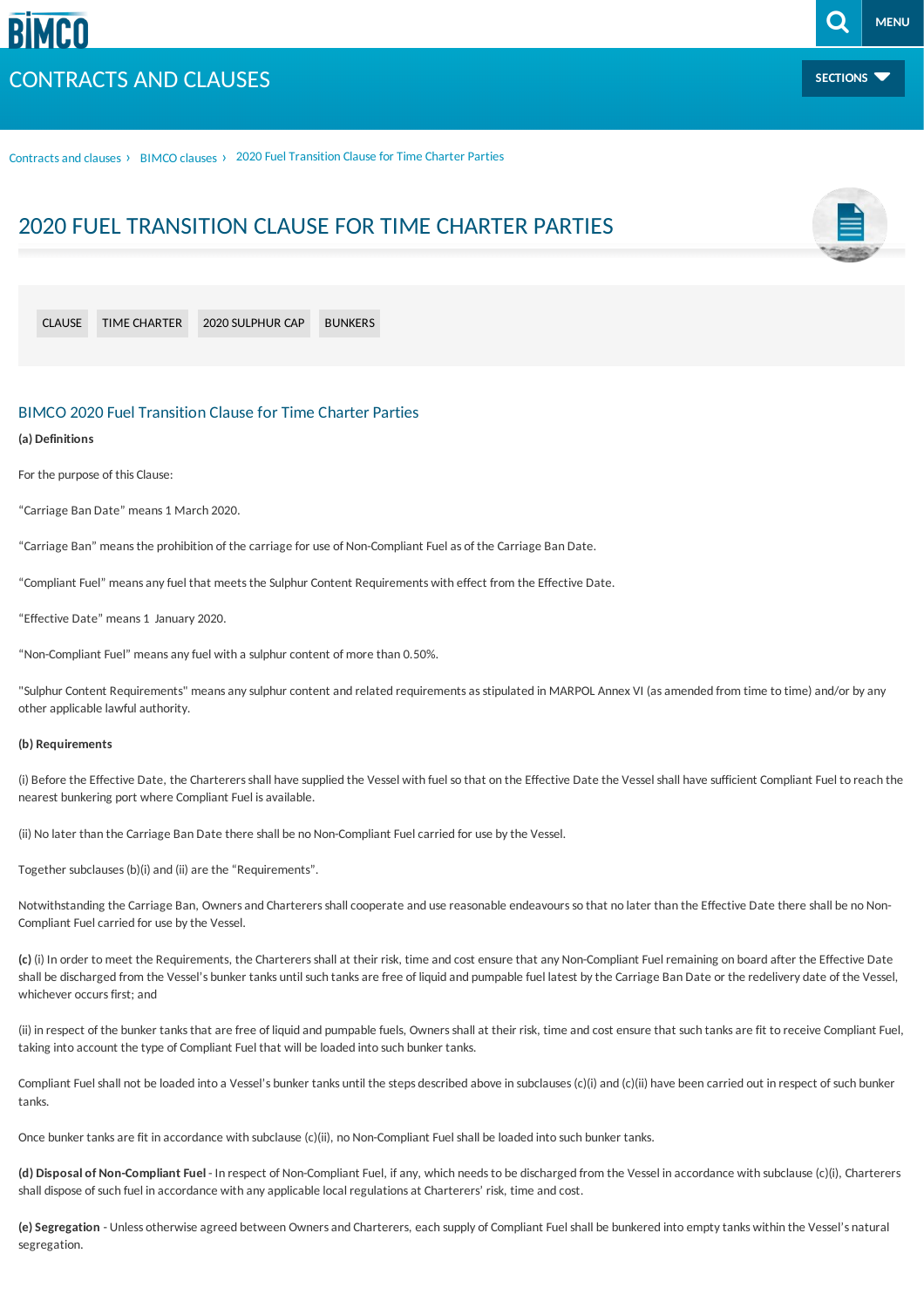# 2020 FUEL TRANSITION CLAUSE FOR TIME CHARTER PARTIES

CLAUSE | TIME CHARTER | 2020 SULPHUR CAP | BUNKERS

## BIMCO 2020 Fuel Transition Clause for Time Charter Parties

**(a) Definitions**

For the purpose of this Clause:

"Carriage Ban Date" means 1 March 2020.

"Carriage Ban" means the prohibition of the carriage for use of Non-Compliant Fuel as of the Carriage Ban Date.

"Compliant Fuel" means any fuel that meets the Sulphur Content Requirements with effect from the Effective Date.

"Effective Date" means 1 January 2020.

"Non-Compliant Fuel" means any fuel with a sulphur content of more than 0.50%.

"Sulphur Content Requirements" means any sulphur content and related requirements as stipulated in MARPOL Annex VI (as amended from time to time) and/or by any other applicable lawful authority.

**(b) Requirements**

(i) Before the Effective Date, the Charterers shall have supplied the Vessel with fuel so that on the Effective Date the Vessel shall have sufficient Compliant Fuel to reach the nearest bunkering port where Compliant Fuel is available.

(ii) No later than the Carriage Ban Date there shall be no Non-Compliant Fuel carried for use by the Vessel.

Together subclauses (b)(i) and (ii) are the "Requirements".

Notwithstanding the Carriage Ban, Owners and Charterers shall cooperate and use reasonable endeavours so that no later than the Effective Date there shall be no Non-Compliant Fuel carried for use by the Vessel.

**(c)** (i) In order to meet the Requirements, the Charterers shall at their risk, time and cost ensure that any Non-Compliant Fuel remaining on board after the Effective Date shall be discharged from the Vessel's bunker tanks until such tanks are free of liquid and pumpable fuel latest by the Carriage Ban Date or the redelivery date of the Vessel, whichever occurs first; and

(ii) in respect of the bunker tanks that are free of liquid and pumpable fuels, Owners shall at their risk, time and cost ensure that such tanks are fit to receive Compliant Fuel, taking into account the type of Compliant Fuel that will be loaded into such bunker tanks.

Compliant Fuel shall not be loaded into a Vessel's bunker tanks until the steps described above in subclauses (c)(i) and (c)(ii) have been carried out in respect of such bunker tanks.

Once bunker tanks are fit in accordance with subclause (c)(ii), no Non-Compliant Fuel shall be loaded into such bunker tanks.

**(d) Disposal of Non-Compliant Fuel** - In respect of Non-Compliant Fuel, if any, which needs to be discharged from the Vessel in accordance with subclause (c)(i), Charterers shall dispose of such fuel in accordance with any applicable local regulations at Charterers' risk, time and cost.

**(e) Segregation** - Unless otherwise agreed between Owners and Charterers, each supply of Compliant Fuel shall be bunkered into empty tanks within the Vessel's natural segregation.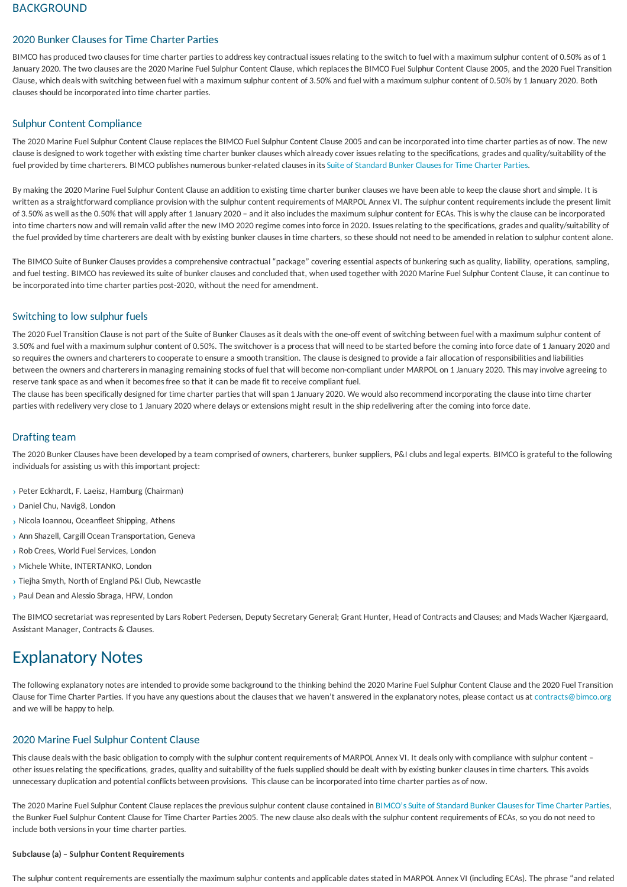## BACKGROUND

### 2020 Bunker Clauses for Time Charter Parties

BIMCO has produced two clauses for time charter parties to address key contractual issues relating to the switch to fuel with a maximum sulphur content of 0.50% as of 1 January 2020. The two clauses are the 2020 Marine Fuel Sulphur Content Clause, which replaces the BIMCO Fuel Sulphur Content Clause 2005, and the 2020 Fuel Transition Clause, which deals with switching between fuel with a maximum sulphur content of 3.50% and fuel with a maximum sulphur content of 0.50% by 1 January 2020. Both clauses should be incorporated into time charter parties.

### Sulphur Content Compliance

The 2020 Marine Fuel Sulphur Content Clause replaces the BIMCO Fuel Sulphur Content Clause 2005 and can be incorporated into time charter parties as of now. The new clause is designed to work together with existing time charter bunker clauses which already cover issues relating to the specifications, grades and quality/suitability of the fuel provided by time charterers. BIMCO publishes numerous bunker-related clauses in its Suite of Standard Bunker Clauses for Time Charter Parties.

By making the 2020 Marine Fuel Sulphur Content Clause an addition to existing time charter bunker clauses we have been able to keep the clause short and simple. It is written as a straightforward compliance provision with the sulphur content requirements of MARPOL Annex VI. The sulphur content requirements include the present limit of 3.50% as well as the 0.50% that will apply after 1 January 2020 – and it also includes the maximum sulphur content for ECAs. This is why the clause can be incorporated into time charters now and will remain valid after the new IMO 2020 regime comes into force in 2020. Issues relating to the specifications, grades and quality/suitability of the fuel provided by time charterers are dealt with by existing bunker clauses in time charters, so these should not need to be amended in relation to sulphur content alone.

The BIMCO Suite of Bunker Clauses provides a comprehensive contractual "package" covering essential aspects of bunkering such as quality, liability, operations, sampling, and fuel testing. BIMCO has reviewed its suite of bunker clauses and concluded that, when used together with 2020 Marine Fuel Sulphur Content Clause, it can continue to be incorporated into time charter parties post-2020, without the need for amendment.

### Switching to low sulphur fuels

The 2020 Fuel Transition Clause is not part of the Suite of Bunker Clauses as it deals with the one-off event of switching between fuel with a maximum sulphur content of 3.50% and fuel with a maximum sulphur content of 0.50%. The switchover is a process that will need to be started before the coming into force date of 1 January 2020 and so requires the owners and charterers to cooperate to ensure a smooth transition. The clause is designed to provide a fair allocation of responsibilities and liabilities between the owners and charterers in managing remaining stocks of fuel that will become non-compliant under MARPOL on 1 January 2020. This may involve agreeing to reserve tank space as and when it becomes free so that it can be made fit to receive compliant fuel.

The clause has been specifically designed for time charter parties that will span 1 January 2020. We would also recommend incorporating the clause into time charter parties with redelivery very close to 1 January 2020 where delays or extensions might result in the ship redelivering after the coming into force date.

### Drafting team

The 2020 Bunker Clauses have been developed by a team comprised of owners, charterers, bunker suppliers, P&I clubs and legal experts. BIMCO is grateful to the following individuals for assisting us with this important project:

- Peter Eckhardt, F. Laeisz, Hamburg (Chairman)
- Daniel Chu, Navig8, London
- Nicola Ioannou, Oceanfleet Shipping, Athens
- Ann Shazell, Cargill Ocean Transportation, Geneva
- Rob Crees, World Fuel Services, London
- Michele White, INTERTANKO, London
- Tiejha Smyth, North of England P&I Club, Newcastle
- Paul Dean and Alessio Sbraga, HFW, London

The BIMCO secretariat was represented by Lars Robert Pedersen, Deputy Secretary General; Grant Hunter, Head of Contracts and Clauses; and Mads Wacher Kjærgaard, Assistant Manager, Contracts & Clauses.

# Explanatory Notes

The following explanatory notes are intended to provide some background to the thinking behind the 2020 Marine Fuel Sulphur Content Clause and the 2020 Fuel Transition Clause for Time Charter Parties. If you have any questions about the clauses that we haven't answered in the explanatory notes, please contact us at contracts@bimco.org and we will be happy to help.

### 2020 Marine Fuel Sulphur Content Clause

This clause deals with the basic obligation to comply with the sulphur content requirements of MARPOL Annex VI. It deals only with compliance with sulphur content – other issues relating the specifications, grades, quality and suitability of the fuels supplied should be dealt with by existing bunker clauses in time charters. This avoids unnecessary duplication and potential conflicts between provisions. This clause can be incorporated into time charter parties as of now.

The 2020 Marine Fuel Sulphur Content Clause replaces the previous sulphur content clause contained in BIMCO's Suite of Standard Bunker Clauses for Time Charter Parties, the Bunker Fuel Sulphur Content Clause for Time Charter Parties 2005. The new clause also deals with the sulphur content requirements of ECAs, so you do not need to include both versions in your time charter parties.

**Subclause (a) – Sulphur Content Requirements**

The sulphur content requirements are essentially the maximum sulphur contents and applicable dates stated in MARPOL Annex VI (including ECAs). The phrase "and related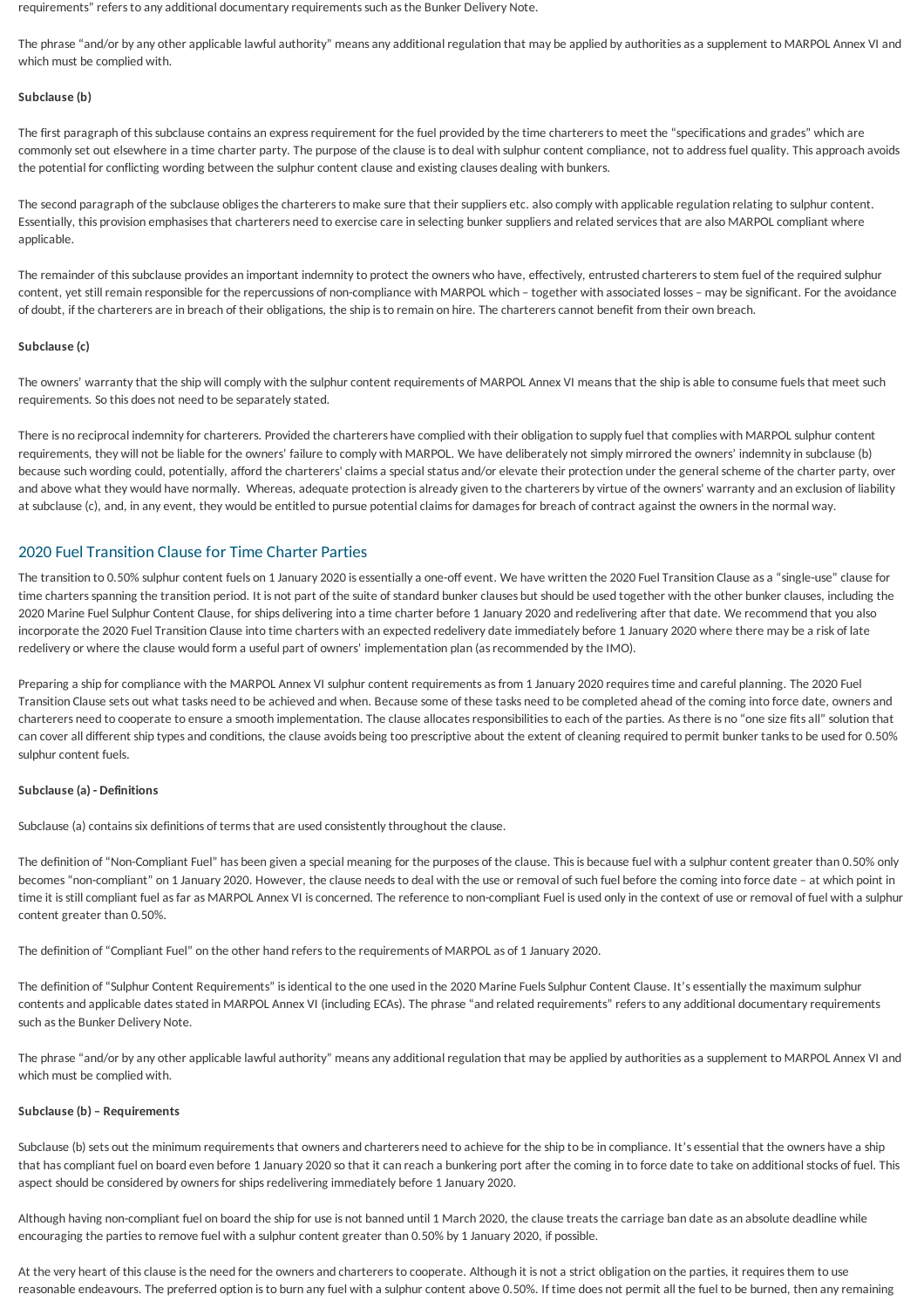requirements" refers to any additional documentary requirements such as the Bunker Delivery Note.

The phrase "and/or by any other applicable lawful authority" means any additional regulation that may be applied by authorities as a supplement to MARPOL Annex VI and which must be complied with.

**Subclause (b)**

The first paragraph of this subclause contains an express requirement for the fuel provided by the time charterers to meet the "specifications and grades" which are commonly set out elsewhere in a time charter party. The purpose of the clause is to deal with sulphur content compliance, not to address fuel quality. This approach avoids the potential for conflicting wording between the sulphur content clause and existing clauses dealing with bunkers.

The second paragraph of the subclause obliges the charterers to make sure that their suppliers etc. also comply with applicable regulation relating to sulphur content. Essentially, this provision emphasises that charterers need to exercise care in selecting bunker suppliers and related services that are also MARPOL compliant where applicable.

The remainder of this subclause provides an important indemnity to protect the owners who have, effectively, entrusted charterers to stem fuel of the required sulphur content, yet still remain responsible for the repercussions of non-compliance with MARPOL which – together with associated losses – may be significant. For the avoidance of doubt, if the charterers are in breach of their obligations, the ship is to remain on hire. The charterers cannot benefit from their own breach.

**Subclause (c)**

The owners' warranty that the ship will comply with the sulphur content requirements of MARPOL Annex VI means that the ship is able to consume fuels that meet such requirements. So this does not need to be separately stated.

There is no reciprocal indemnity for charterers. Provided the charterers have complied with their obligation to supply fuel that complies with MARPOL sulphur content requirements, they will not be liable for the owners' failure to comply with MARPOL. We have deliberately not simply mirrored the owners' indemnity in subclause (b) because such wording could, potentially, afford the charterers' claims a special status and/or elevate their protection under the general scheme of the charter party, over and above what they would have normally. Whereas, adequate protection is already given to the charterers by virtue of the owners' warranty and an exclusion of liability at subclause (c), and, in any event, they would be entitled to pursue potential claims for damages for breach of contract against the owners in the normal way.

## 2020 Fuel Transition Clause for Time Charter Parties

The transition to 0.50% sulphur content fuels on 1 January 2020 is essentially a one-off event. We have written the 2020 Fuel Transition Clause as a "single-use" clause for time charters spanning the transition period. It is not part of the suite of standard bunker clauses but should be used together with the other bunker clauses, including the 2020 Marine Fuel Sulphur Content Clause, for ships delivering into a time charter before 1 January 2020 and redelivering after that date. We recommend that you also incorporate the 2020 Fuel Transition Clause into time charters with an expected redelivery date immediately before 1 January 2020 where there may be a risk of late redelivery or where the clause would form a useful part of owners' implementation plan (as recommended by the IMO).

Preparing a ship for compliance with the MARPOL Annex VI sulphur content requirements as from 1 January 2020 requires time and careful planning. The 2020 Fuel Transition Clause sets out what tasks need to be achieved and when. Because some of these tasks need to be completed ahead of the coming into force date, owners and charterers need to cooperate to ensure a smooth implementation. The clause allocates responsibilities to each of the parties. As there is no "one size fits all" solution that can cover all different ship types and conditions, the clause avoids being too prescriptive about the extent of cleaning required to permit bunker tanks to be used for 0.50% sulphur content fuels.

**Subclause (a) - Definitions**

Subclause (a) contains six definitions of terms that are used consistently throughout the clause.

The definition of "Non-Compliant Fuel" has been given a special meaning for the purposes of the clause. This is because fuel with a sulphur content greater than 0.50% only becomes "non-compliant" on 1 January 2020. However, the clause needs to deal with the use or removal of such fuel before the coming into force date – at which point in time it is still compliant fuel as far as MARPOL Annex VI is concerned. The reference to non-compliant Fuel is used only in the context of use or removal of fuel with a sulphur content greater than 0.50%.

The definition of "Compliant Fuel" on the other hand refers to the requirements of MARPOL as of 1 January 2020.

The definition of "Sulphur Content Requirements" is identical to the one used in the 2020 Marine Fuels Sulphur Content Clause. It's essentially the maximum sulphur contents and applicable dates stated in MARPOL Annex VI (including ECAs). The phrase "and related requirements" refers to any additional documentary requirements such as the Bunker Delivery Note.

The phrase "and/or by any other applicable lawful authority" means any additional regulation that may be applied by authorities as a supplement to MARPOL Annex VI and which must be complied with.

**Subclause (b) – Requirements**

Subclause (b) sets out the minimum requirements that owners and charterers need to achieve for the ship to be in compliance. It's essential that the owners have a ship that has compliant fuel on board even before 1 January 2020 so that it can reach a bunkering port after the coming in to force date to take on additional stocks of fuel. This aspect should be considered by owners for ships redelivering immediately before 1 January 2020.

Although having non-compliant fuel on board the ship for use is not banned until 1 March 2020, the clause treats the carriage ban date as an absolute deadline while encouraging the parties to remove fuel with a sulphur content greater than 0.50% by 1 January 2020, if possible.

At the very heart of this clause is the need for the owners and charterers to cooperate. Although it is not a strict obligation on the parties, it requires them to use reasonable endeavours. The preferred option is to burn any fuel with a sulphur content above 0.50%. If time does not permit all the fuel to be burned, then any remaining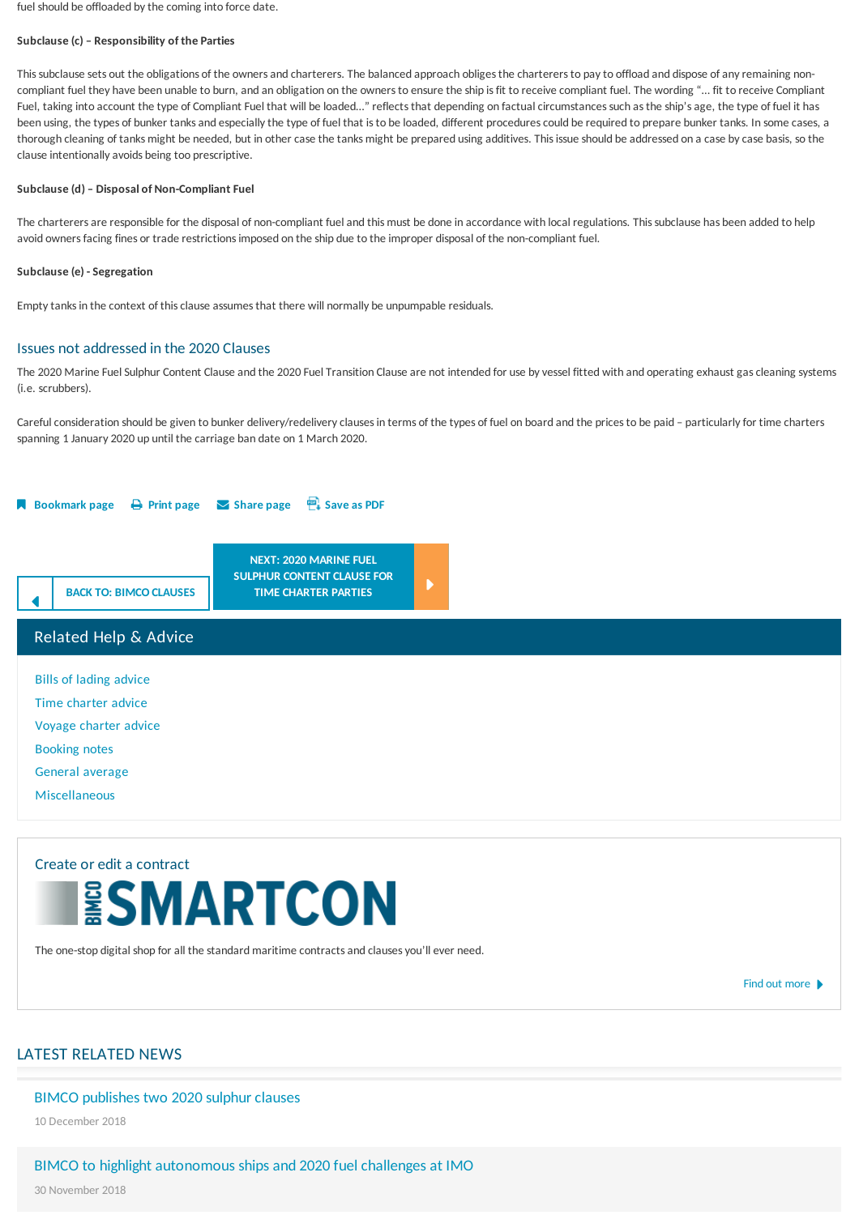fuel should be offloaded by the coming into force date.

**Subclause (c) – Responsibility of the Parties**

This subclause sets out the obligations of the owners and charterers. The balanced approach obliges the charterers to pay to offload and dispose of any remaining non-compliant fuel they have been unable to burn, and an obligation on the owners to ensure the ship is fit to receive compliant fuel. The wording "… fit to receive Compliant Fuel, taking into account the type of Compliant Fuel that will be loaded…" reflects that depending on factual circumstances such as the ship's age, the type of fuel it has been using, the types of bunker tanks and especially the type of fuel that is to be loaded, different procedures could be required to prepare bunker tanks. In some cases, a thorough cleaning of tanks might be needed, but in other case the tanks might be prepared using additives. This issue should be addressed on a case by case basis, so the clause intentionally avoids being too prescriptive.

**Subclause (d) – Disposal of Non-Compliant Fuel**

The charterers are responsible for the disposal of non-compliant fuel and this must be done in accordance with local regulations. This subclause has been added to help avoid owners facing fines or trade restrictions imposed on the ship due to the improper disposal of the non-compliant fuel.

**Subclause (e) - Segregation**

Empty tanks in the context of this clause assumes that there will normally be unpumpable residuals.

## Issues not addressed in the 2020 Clauses

The 2020 Marine Fuel Sulphur Content Clause and the 2020 Fuel Transition Clause are not intended for use by vessel fitted with and operating exhaust gas cleaning systems (i.e. scrubbers).

Careful consideration should be given to bunker delivery/redelivery clauses in terms of the types of fuel on board and the prices to be paid – particularly for time charters spanning 1 January 2020 up until the carriage ban date on 1 March 2020.

Bookmark page   Print page   Share page   Save as PDF

BACK TO: BIMCO CLAUSES

NEXT: 2020 MARINE FUEL SULPHUR CONTENT CLAUSE FOR TIME CHARTER PARTIES

## Related Help & Advice

- Bills of lading advice
- Time charter advice
- Voyage charter advice
- Booking notes
- General average
- Miscellaneous

### Create or edit a contract

BIMCO SMARTCON

The one-stop digital shop for all the standard maritime contracts and clauses you'll ever need.

Find out more

## LATEST RELATED NEWS

BIMCO publishes two 2020 sulphur clauses

10 December 2018

BIMCO to highlight autonomous ships and 2020 fuel challenges at IMO

30 November 2018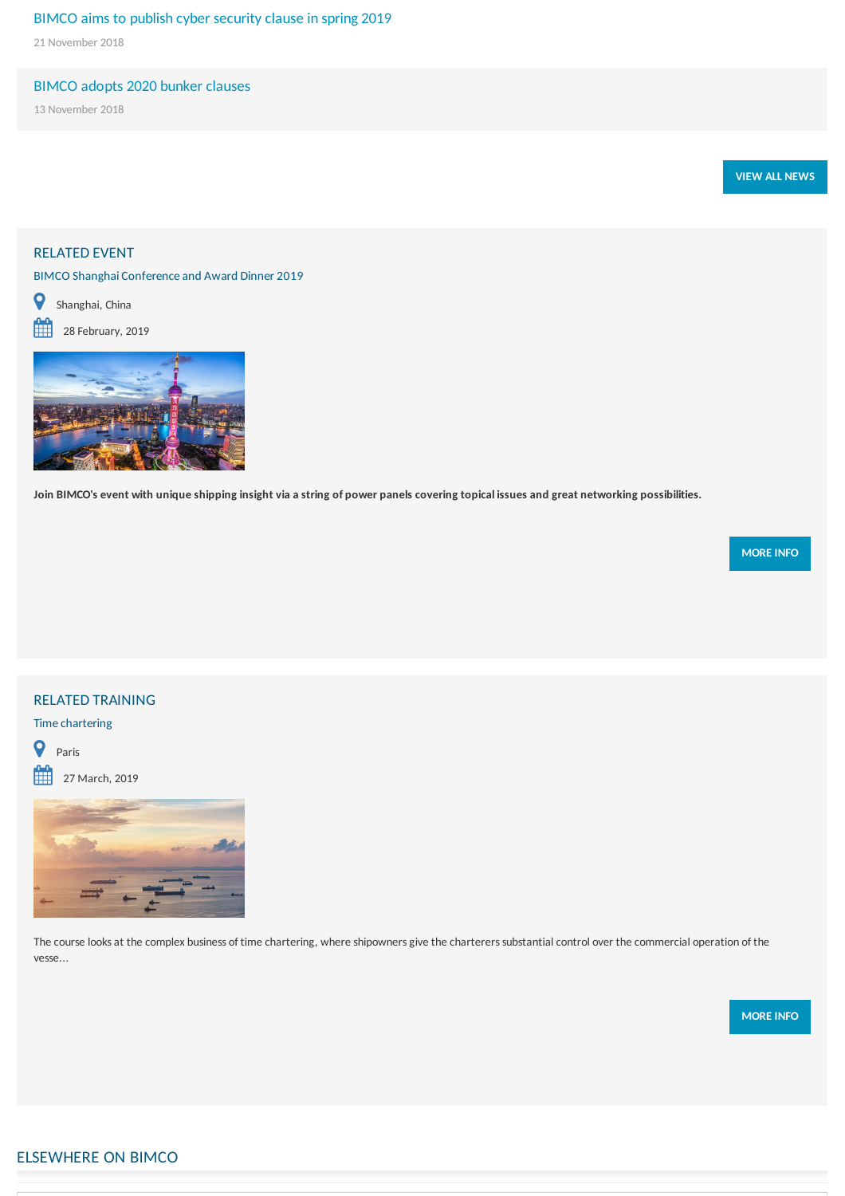[BIMCO aims to publish cyber security clause in spring 2019](#)

21 November 2018

[BIMCO adopts 2020 bunker clauses](#)

13 November 2018

VIEW ALL NEWS

## RELATED EVENT

BIMCO Shanghai Conference and Award Dinner 2019

Shanghai, China

28 February, 2019

**Join BIMCO's event with unique shipping insight via a string of power panels covering topical issues and great networking possibilities.**

MORE INFO

## RELATED TRAINING

Time chartering

Paris

27 March, 2019

The course looks at the complex business of time chartering, where shipowners give the charterers substantial control over the commercial operation of the vesse...

MORE INFO

## ELSEWHERE ON BIMCO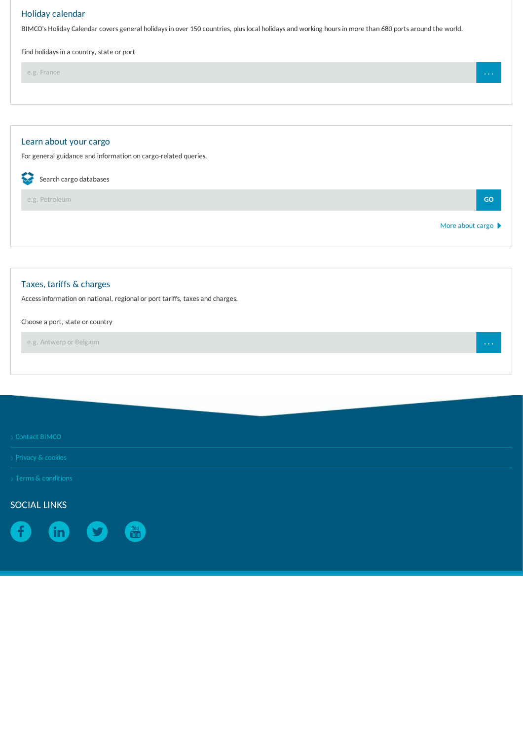## Holiday calendar

BIMCO's Holiday Calendar covers general holidays in over 150 countries, plus local holidays and working hours in more than 680 ports around the world.

Find holidays in a country, state or port

e.g. France

## Learn about your cargo

For general guidance and information on cargo-related queries.

Search cargo databases

e.g. Petroleum

GO

More about cargo

## Taxes, tariffs & charges

Access information on national, regional or port tariffs, taxes and charges.

Choose a port, state or country

e.g. Antwerp or Belgium

- Contact BIMCO
- Privacy & cookies
- Terms & conditions

SOCIAL LINKS